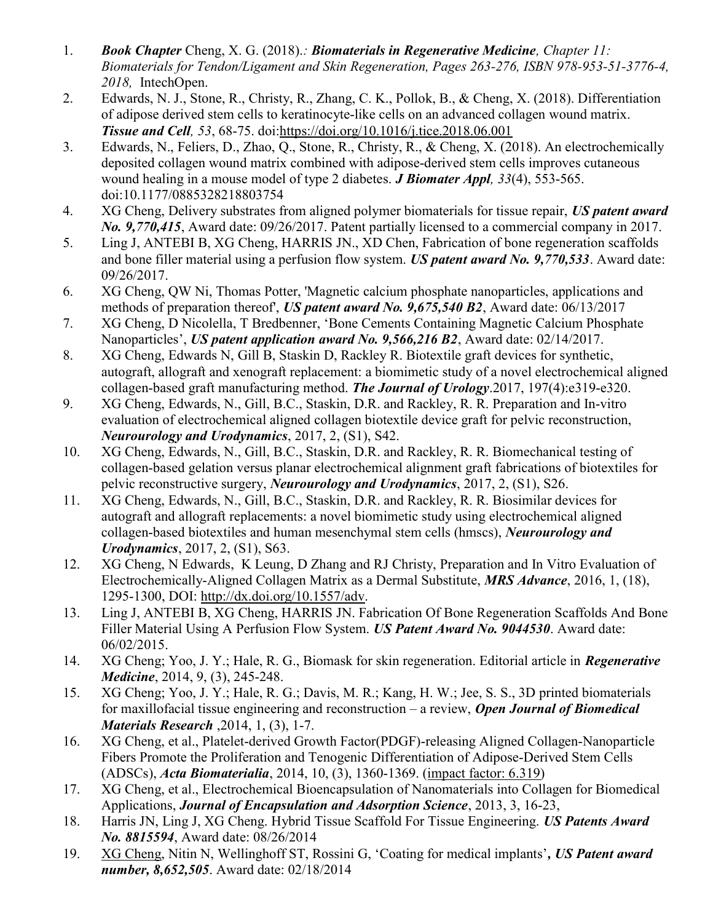1. ***Book Chapter*** Cheng, X. G. (2018).*: **Biomaterials in Regenerative Medicine**, Chapter 11: Biomaterials for Tendon/Ligament and Skin Regeneration, Pages 263-276, ISBN 978-953-51-3776-4, 2018,* IntechOpen.
2. Edwards, N. J., Stone, R., Christy, R., Zhang, C. K., Pollok, B., & Cheng, X. (2018). Differentiation of adipose derived stem cells to keratinocyte-like cells on an advanced collagen wound matrix. ***Tissue and Cell**, 53*, 68-75. doi:https://doi.org/10.1016/j.tice.2018.06.001
3. Edwards, N., Feliers, D., Zhao, Q., Stone, R., Christy, R., & Cheng, X. (2018). An electrochemically deposited collagen wound matrix combined with adipose-derived stem cells improves cutaneous wound healing in a mouse model of type 2 diabetes. ***J Biomater Appl**, 33*(4), 553-565. doi:10.1177/0885328218803754
4. XG Cheng, Delivery substrates from aligned polymer biomaterials for tissue repair, ***US patent award No. 9,770,415***, Award date: 09/26/2017. Patent partially licensed to a commercial company in 2017.
5. Ling J, ANTEBI B, XG Cheng, HARRIS JN., XD Chen, Fabrication of bone regeneration scaffolds and bone filler material using a perfusion flow system. ***US patent award No. 9,770,533***. Award date: 09/26/2017.
6. XG Cheng, QW Ni, Thomas Potter, 'Magnetic calcium phosphate nanoparticles, applications and methods of preparation thereof', ***US patent award No. 9,675,540 B2***, Award date: 06/13/2017
7. XG Cheng, D Nicolella, T Bredbenner, 'Bone Cements Containing Magnetic Calcium Phosphate Nanoparticles', ***US patent application award No. 9,566,216 B2***, Award date: 02/14/2017.
8. XG Cheng, Edwards N, Gill B, Staskin D, Rackley R. Biotextile graft devices for synthetic, autograft, allograft and xenograft replacement: a biomimetic study of a novel electrochemical aligned collagen-based graft manufacturing method. ***The Journal of Urology***.2017, 197(4):e319-e320.
9. XG Cheng, Edwards, N., Gill, B.C., Staskin, D.R. and Rackley, R. R. Preparation and In-vitro evaluation of electrochemical aligned collagen biotextile device graft for pelvic reconstruction, ***Neurourology and Urodynamics***, 2017, 2, (S1), S42.
10. XG Cheng, Edwards, N., Gill, B.C., Staskin, D.R. and Rackley, R. R. Biomechanical testing of collagen-based gelation versus planar electrochemical alignment graft fabrications of biotextiles for pelvic reconstructive surgery, ***Neurourology and Urodynamics***, 2017, 2, (S1), S26.
11. XG Cheng, Edwards, N., Gill, B.C., Staskin, D.R. and Rackley, R. R. Biosimilar devices for autograft and allograft replacements: a novel biomimetic study using electrochemical aligned collagen-based biotextiles and human mesenchymal stem cells (hmscs), ***Neurourology and Urodynamics***, 2017, 2, (S1), S63.
12. XG Cheng, N Edwards, K Leung, D Zhang and RJ Christy, Preparation and In Vitro Evaluation of Electrochemically-Aligned Collagen Matrix as a Dermal Substitute, ***MRS Advance***, 2016, 1, (18), 1295-1300, DOI: http://dx.doi.org/10.1557/adv.
13. Ling J, ANTEBI B, XG Cheng, HARRIS JN. Fabrication Of Bone Regeneration Scaffolds And Bone Filler Material Using A Perfusion Flow System. ***US Patent Award No. 9044530***. Award date: 06/02/2015.
14. XG Cheng; Yoo, J. Y.; Hale, R. G., Biomask for skin regeneration. Editorial article in ***Regenerative Medicine***, 2014, 9, (3), 245-248.
15. XG Cheng; Yoo, J. Y.; Hale, R. G.; Davis, M. R.; Kang, H. W.; Jee, S. S., 3D printed biomaterials for maxillofacial tissue engineering and reconstruction – a review, ***Open Journal of Biomedical Materials Research*** ,2014, 1, (3), 1-7.
16. XG Cheng, et al., Platelet-derived Growth Factor(PDGF)-releasing Aligned Collagen-Nanoparticle Fibers Promote the Proliferation and Tenogenic Differentiation of Adipose-Derived Stem Cells (ADSCs), ***Acta Biomaterialia***, 2014, 10, (3), 1360-1369. (impact factor: 6.319)
17. XG Cheng, et al., Electrochemical Bioencapsulation of Nanomaterials into Collagen for Biomedical Applications, ***Journal of Encapsulation and Adsorption Science***, 2013, 3, 16-23,
18. Harris JN, Ling J, XG Cheng. Hybrid Tissue Scaffold For Tissue Engineering. ***US Patents Award No. 8815594***, Award date: 08/26/2014
19. XG Cheng, Nitin N, Wellinghoff ST, Rossini G, 'Coating for medical implants'***, US Patent award number, 8,652,505***. Award date: 02/18/2014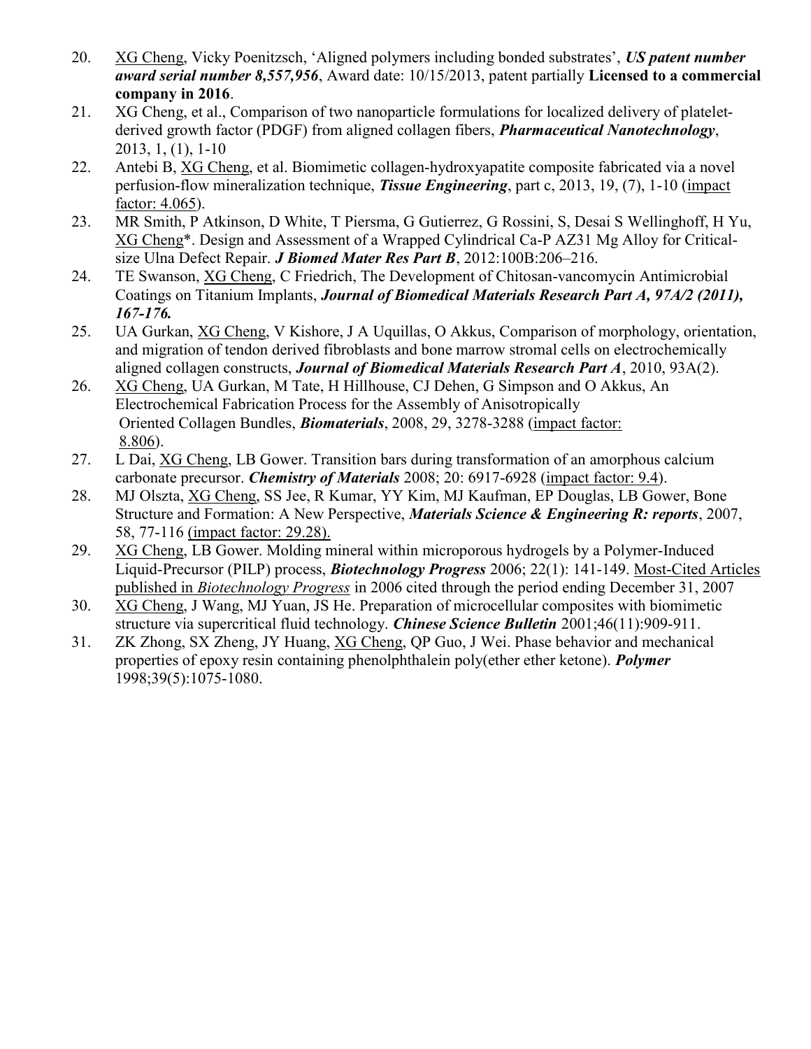20. <u>XG Cheng</u>, Vicky Poenitzsch, 'Aligned polymers including bonded substrates', ***US patent number award serial number 8,557,956***, Award date: 10/15/2013, patent partially **Licensed to a commercial company in 2016**.
21. XG Cheng, et al., Comparison of two nanoparticle formulations for localized delivery of platelet-derived growth factor (PDGF) from aligned collagen fibers, ***Pharmaceutical Nanotechnology***, 2013, 1, (1), 1-10
22. Antebi B, <u>XG Cheng</u>, et al. Biomimetic collagen-hydroxyapatite composite fabricated via a novel perfusion-flow mineralization technique, ***Tissue Engineering***, part c, 2013, 19, (7), 1-10 (<u>impact factor: 4.065</u>).
23. MR Smith, P Atkinson, D White, T Piersma, G Gutierrez, G Rossini, S, Desai S Wellinghoff, H Yu, <u>XG Cheng</u>*. Design and Assessment of a Wrapped Cylindrical Ca-P AZ31 Mg Alloy for Critical-size Ulna Defect Repair. ***J Biomed Mater Res Part B***, 2012:100B:206–216.
24. TE Swanson, <u>XG Cheng</u>, C Friedrich, The Development of Chitosan-vancomycin Antimicrobial Coatings on Titanium Implants, ***Journal of Biomedical Materials Research Part A, 97A/2 (2011), 167-176.***
25. UA Gurkan, <u>XG Cheng</u>, V Kishore, J A Uquillas, O Akkus, Comparison of morphology, orientation, and migration of tendon derived fibroblasts and bone marrow stromal cells on electrochemically aligned collagen constructs, ***Journal of Biomedical Materials Research Part A***, 2010, 93A(2).
26. <u>XG Cheng</u>, UA Gurkan, M Tate, H Hillhouse, CJ Dehen, G Simpson and O Akkus, An Electrochemical Fabrication Process for the Assembly of Anisotropically Oriented Collagen Bundles, ***Biomaterials***, 2008, 29, 3278-3288 (<u>impact factor: 8.806</u>).
27. L Dai, <u>XG Cheng</u>, LB Gower. Transition bars during transformation of an amorphous calcium carbonate precursor. ***Chemistry of Materials*** 2008; 20: 6917-6928 (<u>impact factor: 9.4</u>).
28. MJ Olszta, <u>XG Cheng</u>, SS Jee, R Kumar, YY Kim, MJ Kaufman, EP Douglas, LB Gower, Bone Structure and Formation: A New Perspective, ***Materials Science & Engineering R: reports***, 2007, 58, 77-116 <u>(impact factor: 29.28).</u>
29. <u>XG Cheng</u>, LB Gower. Molding mineral within microporous hydrogels by a Polymer-Induced Liquid-Precursor (PILP) process, ***Biotechnology Progress*** 2006; 22(1): 141-149. <u>Most-Cited Articles published in *Biotechnology Progress*</u> in 2006 cited through the period ending December 31, 2007
30. <u>XG Cheng</u>, J Wang, MJ Yuan, JS He. Preparation of microcellular composites with biomimetic structure via supercritical fluid technology. ***Chinese Science Bulletin*** 2001;46(11):909-911.
31. ZK Zhong, SX Zheng, JY Huang, <u>XG Cheng</u>, QP Guo, J Wei. Phase behavior and mechanical properties of epoxy resin containing phenolphthalein poly(ether ether ketone). ***Polymer*** 1998;39(5):1075-1080.